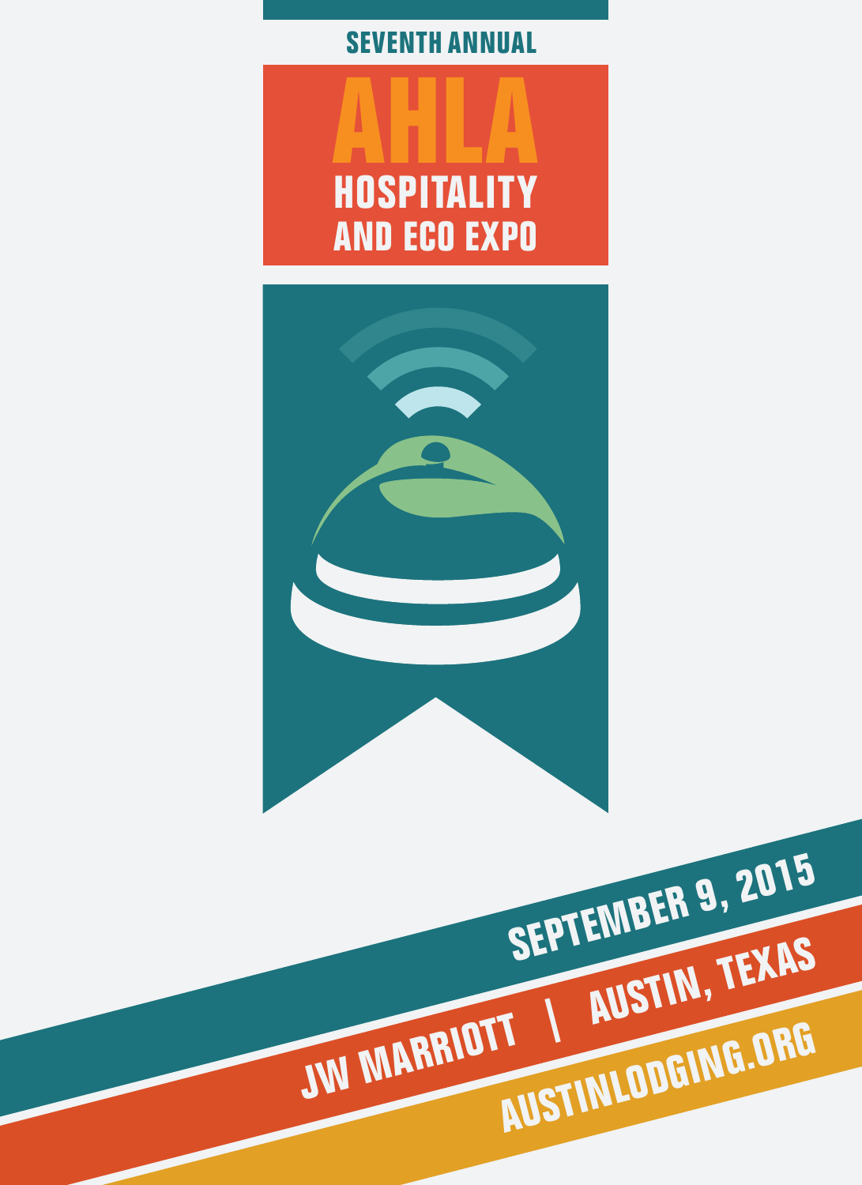SEVENTH ANNUAL

# AHLA HOSPITALITY AND ECO EXPO

SEPTEMBER 9, 2015

JW MARRIOTT | AUSTIN, TEXAS

AUSTINLODGING.ORG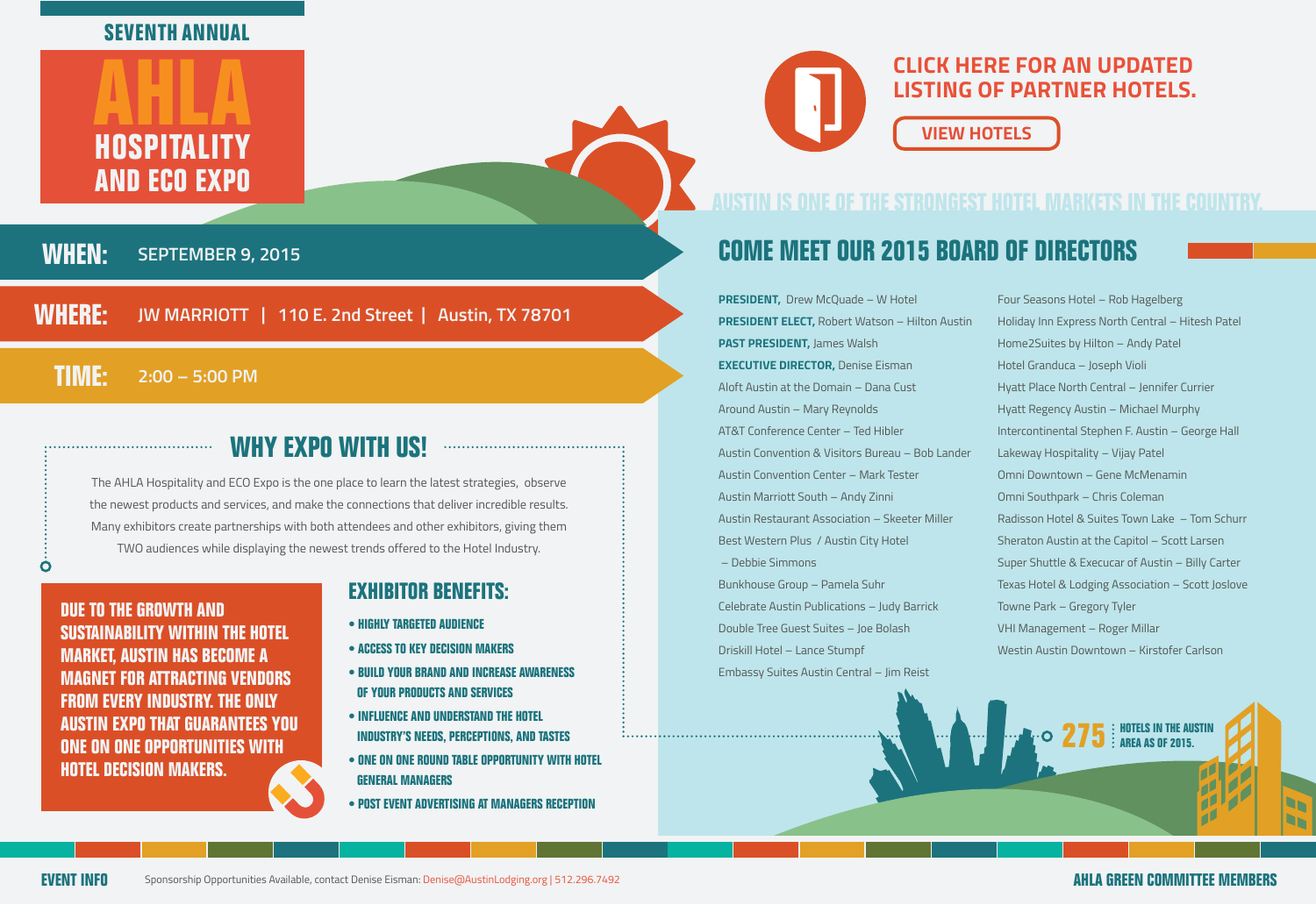SEVENTH ANNUAL

# AHLA HOSPITALITY AND ECO EXPO

**WHEN:** SEPTEMBER 9, 2015

**WHERE:** JW MARRIOTT | 110 E. 2nd Street | Austin, TX 78701

**TIME:** 2:00 – 5:00 PM

## WHY EXPO WITH US!

The AHLA Hospitality and ECO Expo is the one place to learn the latest strategies, observe the newest products and services, and make the connections that deliver incredible results. Many exhibitors create partnerships with both attendees and other exhibitors, giving them TWO audiences while displaying the newest trends offered to the Hotel Industry.

**DUE TO THE GROWTH AND SUSTAINABILITY WITHIN THE HOTEL MARKET, AUSTIN HAS BECOME A MAGNET FOR ATTRACTING VENDORS FROM EVERY INDUSTRY. THE ONLY AUSTIN EXPO THAT GUARANTEES YOU ONE ON ONE OPPORTUNITIES WITH HOTEL DECISION MAKERS.**

## EXHIBITOR BENEFITS:

- HIGHLY TARGETED AUDIENCE
- ACCESS TO KEY DECISION MAKERS
- BUILD YOUR BRAND AND INCREASE AWARENESS OF YOUR PRODUCTS AND SERVICES
- INFLUENCE AND UNDERSTAND THE HOTEL INDUSTRY'S NEEDS, PERCEPTIONS, AND TASTES
- ONE ON ONE ROUND TABLE OPPORTUNITY WITH HOTEL GENERAL MANAGERS
- POST EVENT ADVERTISING AT MANAGERS RECEPTION

## CLICK HERE FOR AN UPDATED LISTING OF PARTNER HOTELS.

VIEW HOTELS

AUSTIN IS ONE OF THE STRONGEST HOTEL MARKETS IN THE COUNTRY.

## COME MEET OUR 2015 BOARD OF DIRECTORS

**PRESIDENT,** Drew McQuade – W Hotel
**PRESIDENT ELECT,** Robert Watson – Hilton Austin
**PAST PRESIDENT,** James Walsh
**EXECUTIVE DIRECTOR,** Denise Eisman
Aloft Austin at the Domain – Dana Cust
Around Austin – Mary Reynolds
AT&T Conference Center – Ted Hibler
Austin Convention & Visitors Bureau – Bob Lander
Austin Convention Center – Mark Tester
Austin Marriott South – Andy Zinni
Austin Restaurant Association – Skeeter Miller
Best Western Plus / Austin City Hotel – Debbie Simmons
Bunkhouse Group – Pamela Suhr
Celebrate Austin Publications – Judy Barrick
Double Tree Guest Suites – Joe Bolash
Driskill Hotel – Lance Stumpf
Embassy Suites Austin Central – Jim Reist
Four Seasons Hotel – Rob Hagelberg
Holiday Inn Express North Central – Hitesh Patel
Home2Suites by Hilton – Andy Patel
Hotel Granduca – Joseph Violi
Hyatt Place North Central – Jennifer Currier
Hyatt Regency Austin – Michael Murphy
Intercontinental Stephen F. Austin – George Hall
Lakeway Hospitality – Vijay Patel
Omni Downtown – Gene McMenamin
Omni Southpark – Chris Coleman
Radisson Hotel & Suites Town Lake – Tom Schurr
Sheraton Austin at the Capitol – Scott Larsen
Super Shuttle & Execucar of Austin – Billy Carter
Texas Hotel & Lodging Association – Scott Joslove
Towne Park – Gregory Tyler
VHI Management – Roger Millar
Westin Austin Downtown – Kirstofer Carlson

**275** HOTELS IN THE AUSTIN AREA AS OF 2015.

**EVENT INFO**

Sponsorship Opportunities Available, contact Denise Eisman: Denise@AustinLodging.org | 512.296.7492

**AHLA GREEN COMMITTEE MEMBERS**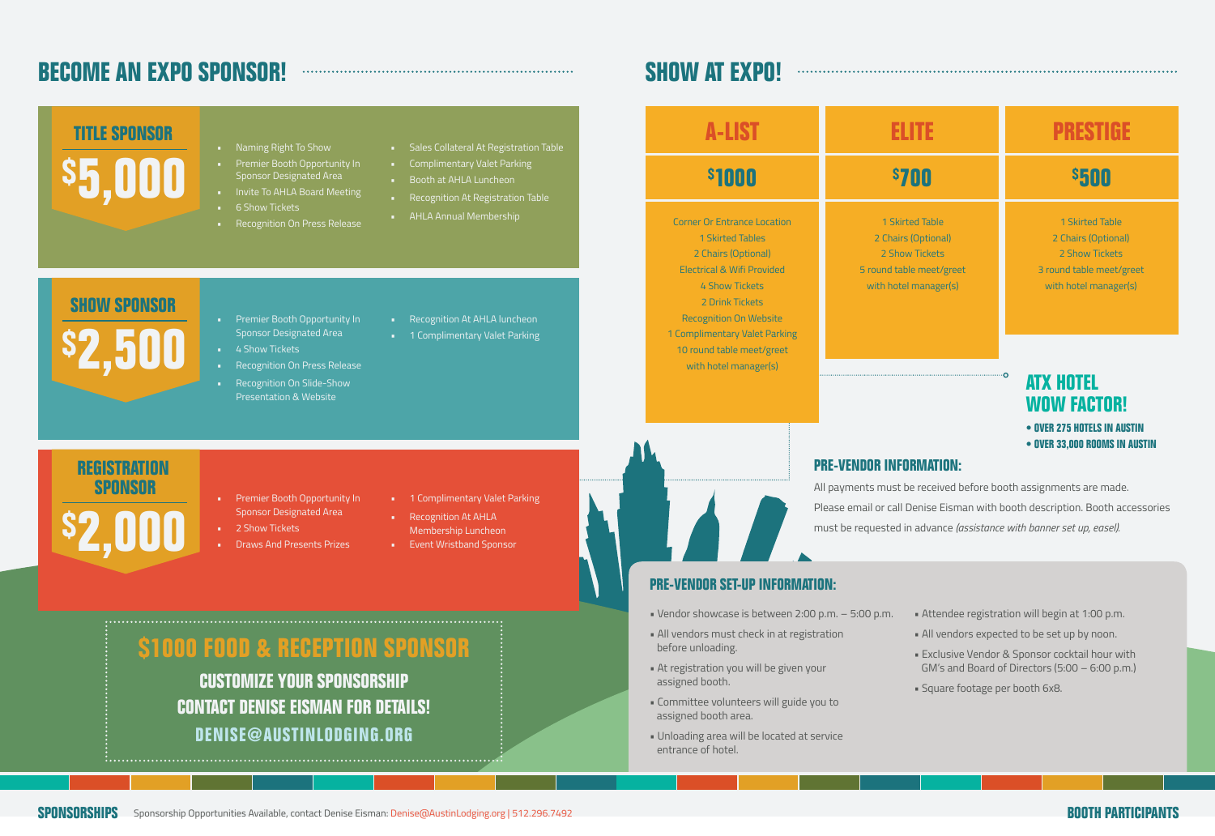## BECOME AN EXPO SPONSOR!

### TITLE SPONSOR

**$5,000**

- Naming Right To Show
- Premier Booth Opportunity In Sponsor Designated Area
- Invite To AHLA Board Meeting
- 6 Show Tickets
- Recognition On Press Release
- Sales Collateral At Registration Table
- Complimentary Valet Parking
- Booth at AHLA Luncheon
- Recognition At Registration Table
- AHLA Annual Membership

### SHOW SPONSOR

**$2,500**

- Premier Booth Opportunity In Sponsor Designated Area
- 4 Show Tickets
- Recognition On Press Release
- Recognition On Slide-Show Presentation & Website
- Recognition At AHLA luncheon
- 1 Complimentary Valet Parking

### REGISTRATION SPONSOR

**$2,000**

- Premier Booth Opportunity In Sponsor Designated Area
- 2 Show Tickets
- Draws And Presents Prizes
- 1 Complimentary Valet Parking
- Recognition At AHLA Membership Luncheon
- Event Wristband Sponsor

### $1000 FOOD & RECEPTION SPONSOR

**CUSTOMIZE YOUR SPONSORSHIP**

**CONTACT DENISE EISMAN FOR DETAILS!**

**DENISE@AUSTINLODGING.ORG**

## SHOW AT EXPO!

| A-LIST | ELITE | PRESTIGE |
|---|---|---|
| $1000 | $700 | $500 |
| Corner Or Entrance Location<br>1 Skirted Tables<br>2 Chairs (Optional)<br>Electrical & Wifi Provided<br>4 Show Tickets<br>2 Drink Tickets<br>Recognition On Website<br>1 Complimentary Valet Parking<br>10 round table meet/greet with hotel manager(s) | 1 Skirted Table<br>2 Chairs (Optional)<br>2 Show Tickets<br>5 round table meet/greet with hotel manager(s) | 1 Skirted Table<br>2 Chairs (Optional)<br>2 Show Tickets<br>3 round table meet/greet with hotel manager(s) |

### ATX HOTEL WOW FACTOR!

- OVER 275 HOTELS IN AUSTIN
- OVER 33,000 ROOMS IN AUSTIN

### PRE-VENDOR INFORMATION:

All payments must be received before booth assignments are made. Please email or call Denise Eisman with booth description. Booth accessories must be requested in advance *(assistance with banner set up, easel).*

### PRE-VENDOR SET-UP INFORMATION:

- Vendor showcase is between 2:00 p.m. – 5:00 p.m.
- All vendors must check in at registration before unloading.
- At registration you will be given your assigned booth.
- Committee volunteers will guide you to assigned booth area.
- Unloading area will be located at service entrance of hotel.
- Attendee registration will begin at 1:00 p.m.
- All vendors expected to be set up by noon.
- Exclusive Vendor & Sponsor cocktail hour with GM's and Board of Directors (5:00 – 6:00 p.m.)
- Square footage per booth 6x8.

**SPONSORSHIPS** Sponsorship Opportunities Available, contact Denise Eisman: Denise@AustinLodging.org | 512.296.7492

**BOOTH PARTICIPANTS**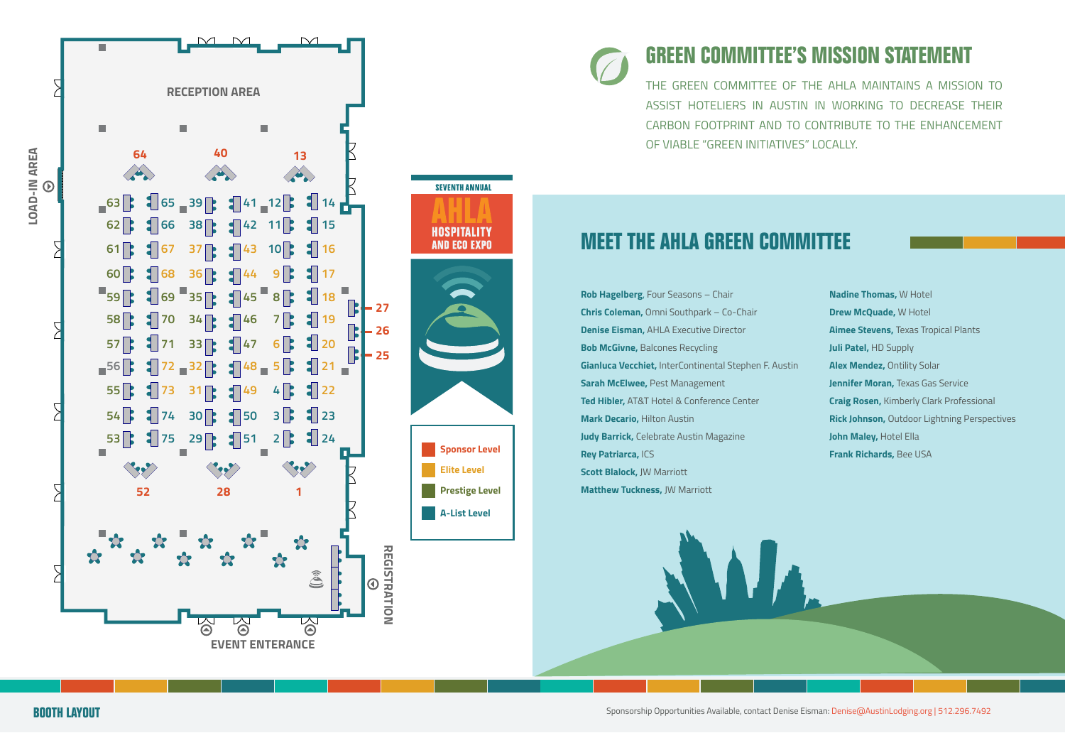## BOOTH LAYOUT

RECEPTION AREA

LOAD-IN AREA

REGISTRATION

EVENT ENTERANCE

SEVENTH ANNUAL

AHLA HOSPITALITY AND ECO EXPO

- Sponsor Level
- Elite Level
- Prestige Level
- A-List Level

# GREEN COMMITTEE'S MISSION STATEMENT

THE GREEN COMMITTEE OF THE AHLA MAINTAINS A MISSION TO ASSIST HOTELIERS IN AUSTIN IN WORKING TO DECREASE THEIR CARBON FOOTPRINT AND TO CONTRIBUTE TO THE ENHANCEMENT OF VIABLE "GREEN INITIATIVES" LOCALLY.

# MEET THE AHLA GREEN COMMITTEE

**Rob Hagelberg**, Four Seasons – Chair
**Chris Coleman,** Omni Southpark – Co-Chair
**Denise Eisman,** AHLA Executive Director
**Bob McGivne,** Balcones Recycling
**Gianluca Vecchiet,** InterContinental Stephen F. Austin
**Sarah McElwee,** Pest Management
**Ted Hibler,** AT&T Hotel & Conference Center
**Mark Decario,** Hilton Austin
**Judy Barrick,** Celebrate Austin Magazine
**Rey Patriarca,** ICS
**Scott Blalock,** JW Marriott
**Matthew Tuckness,** JW Marriott
**Nadine Thomas,** W Hotel
**Drew McQuade,** W Hotel
**Aimee Stevens,** Texas Tropical Plants
**Juli Patel,** HD Supply
**Alex Mendez,** Ontility Solar
**Jennifer Moran,** Texas Gas Service
**Craig Rosen,** Kimberly Clark Professional
**Rick Johnson,** Outdoor Lightning Perspectives
**John Maley,** Hotel Ella
**Frank Richards,** Bee USA

Sponsorship Opportunities Available, contact Denise Eisman: Denise@AustinLodging.org | 512.296.7492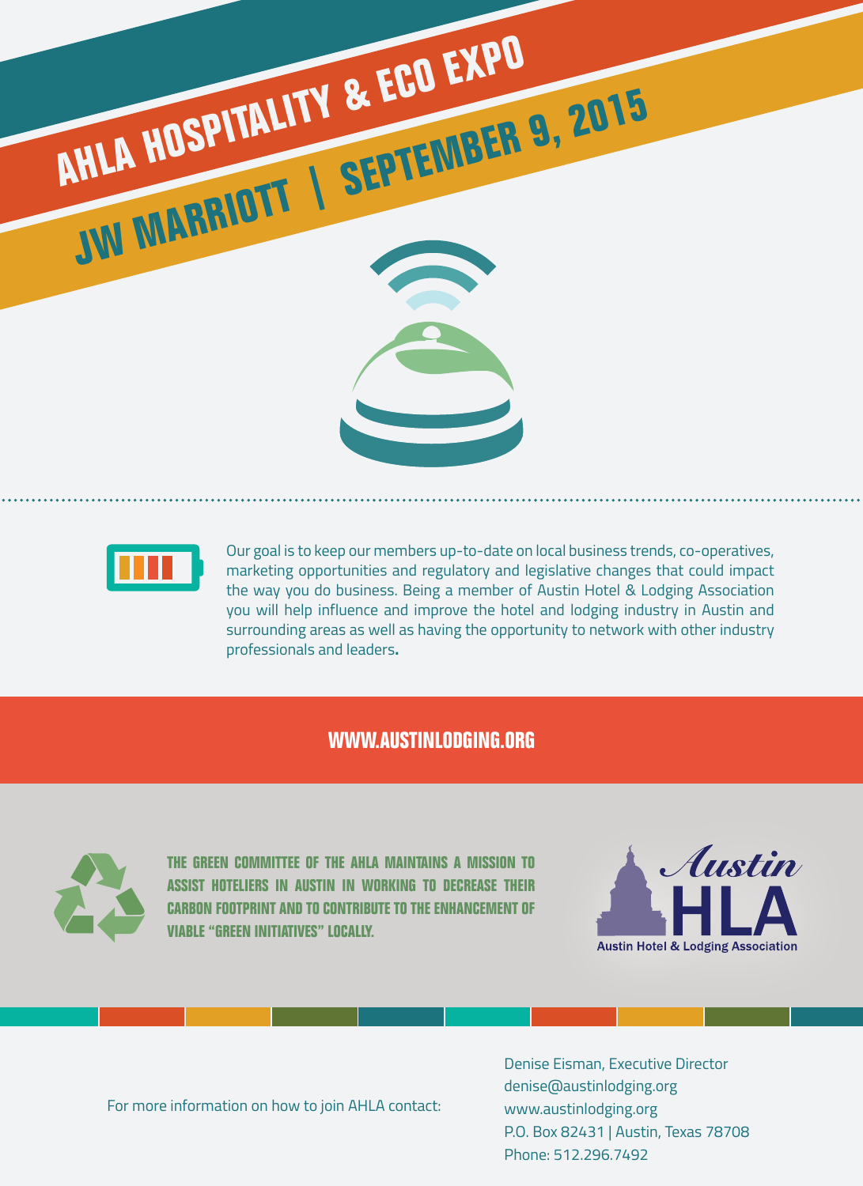# AHLA HOSPITALITY & ECO EXPO

## JW MARRIOTT | SEPTEMBER 9, 2015

Our goal is to keep our members up-to-date on local business trends, co-operatives, marketing opportunities and regulatory and legislative changes that could impact the way you do business. Being a member of Austin Hotel & Lodging Association you will help influence and improve the hotel and lodging industry in Austin and surrounding areas as well as having the opportunity to network with other industry professionals and leaders**.**

**WWW.AUSTINLODGING.ORG**

**THE GREEN COMMITTEE OF THE AHLA MAINTAINS A MISSION TO ASSIST HOTELIERS IN AUSTIN IN WORKING TO DECREASE THEIR CARBON FOOTPRINT AND TO CONTRIBUTE TO THE ENHANCEMENT OF VIABLE "GREEN INITIATIVES" LOCALLY.**

Austin HLA
Austin Hotel & Lodging Association

For more information on how to join AHLA contact:

Denise Eisman, Executive Director
denise@austinlodging.org
www.austinlodging.org
P.O. Box 82431 | Austin, Texas 78708
Phone: 512.296.7492